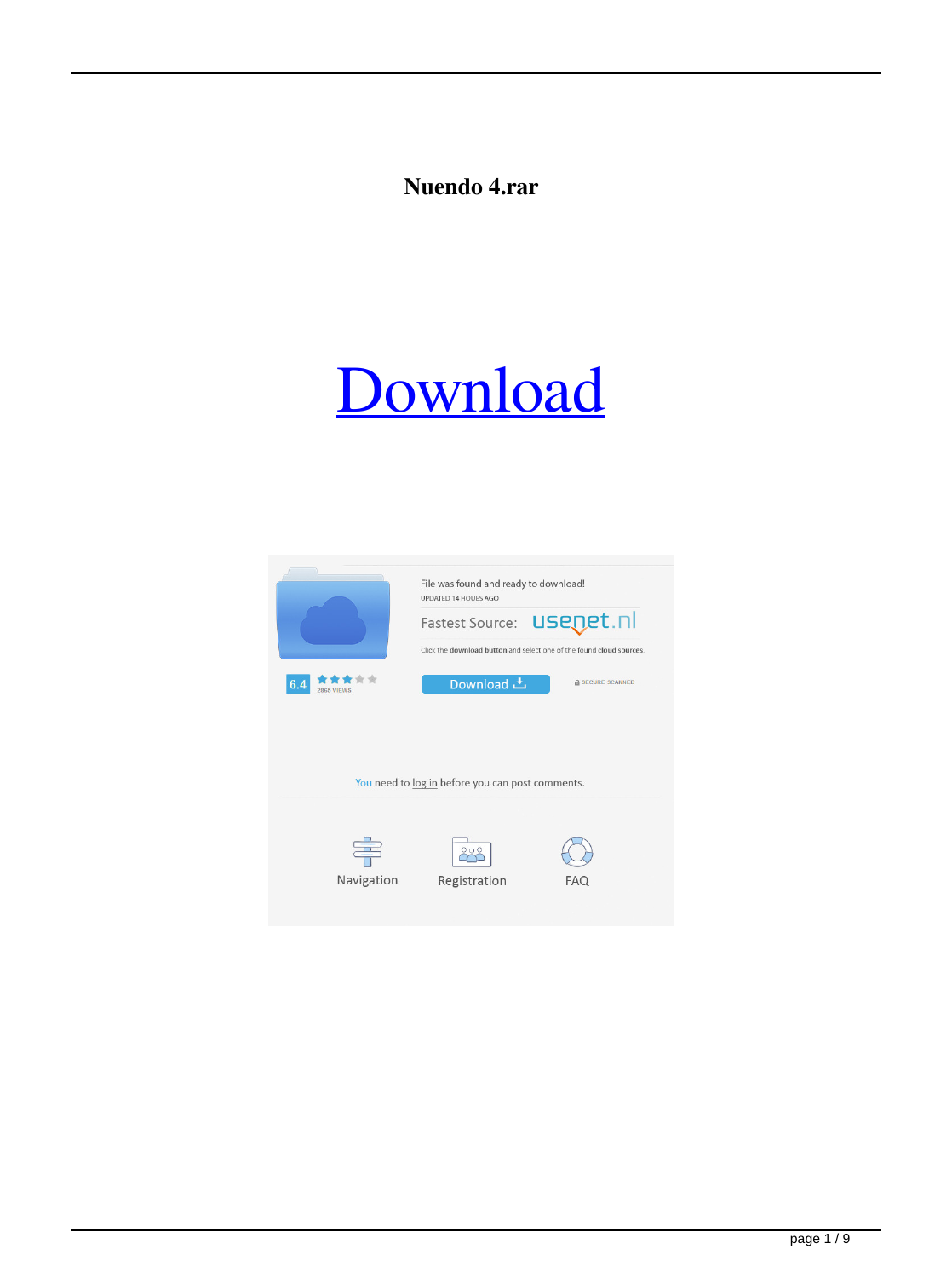# Nuendo 4.rar

Download

File was found and ready to download!

UPDATED 14 HOURS AGO

Fastest Source: usenet.nl

Click the download button and select one of the found cloud sources.

6.4

2868 VIEWS

Download

SECURE SCANNED

You need to log in before you can post comments.

Navigation

Registration

FAQ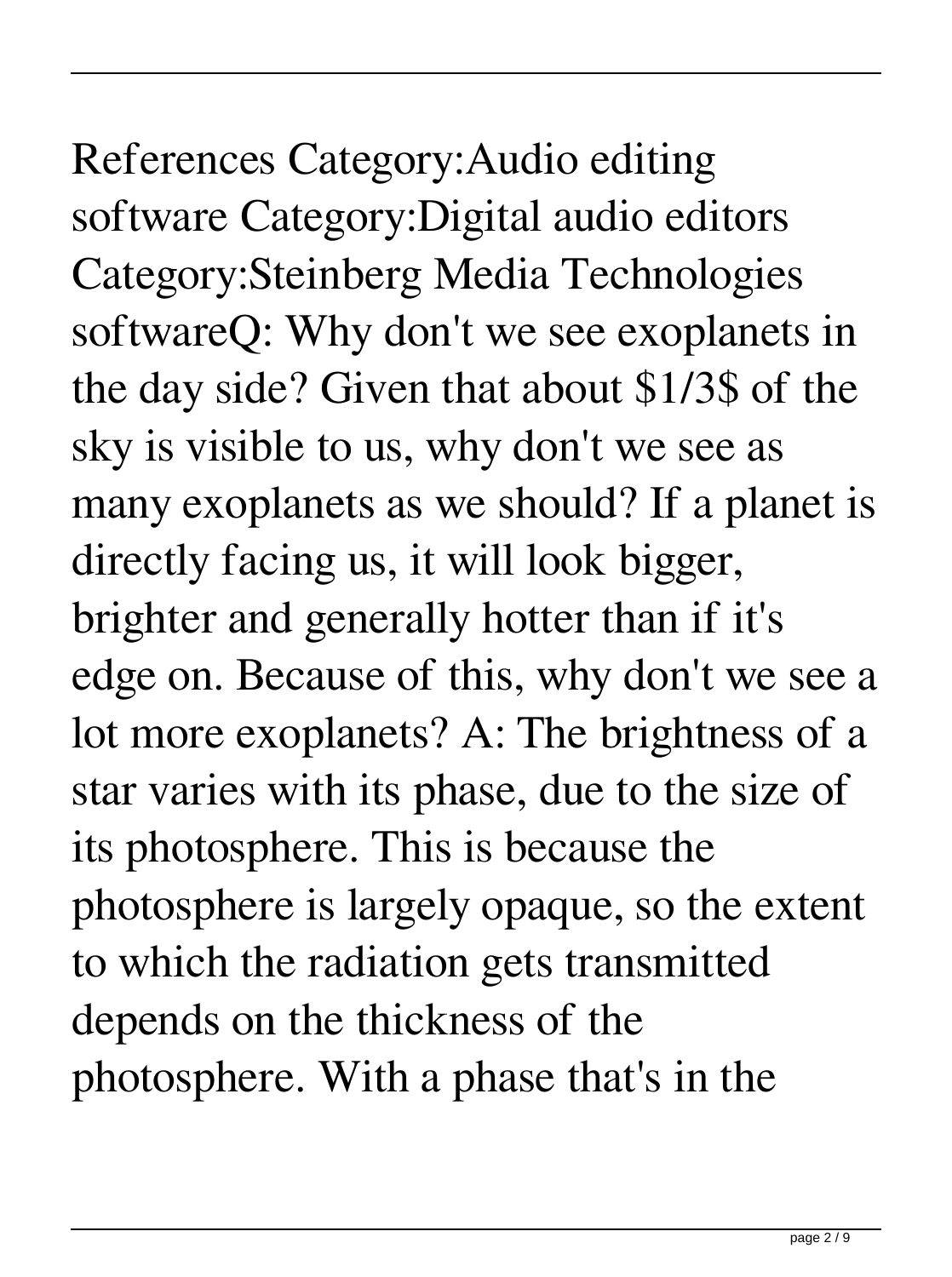References Category:Audio editing software Category:Digital audio editors Category:Steinberg Media Technologies softwareQ: Why don't we see exoplanets in the day side? Given that about $1/3$ of the sky is visible to us, why don't we see as many exoplanets as we should? If a planet is directly facing us, it will look bigger, brighter and generally hotter than if it's edge on. Because of this, why don't we see a lot more exoplanets? A: The brightness of a star varies with its phase, due to the size of its photosphere. This is because the photosphere is largely opaque, so the extent to which the radiation gets transmitted depends on the thickness of the photosphere. With a phase that's in the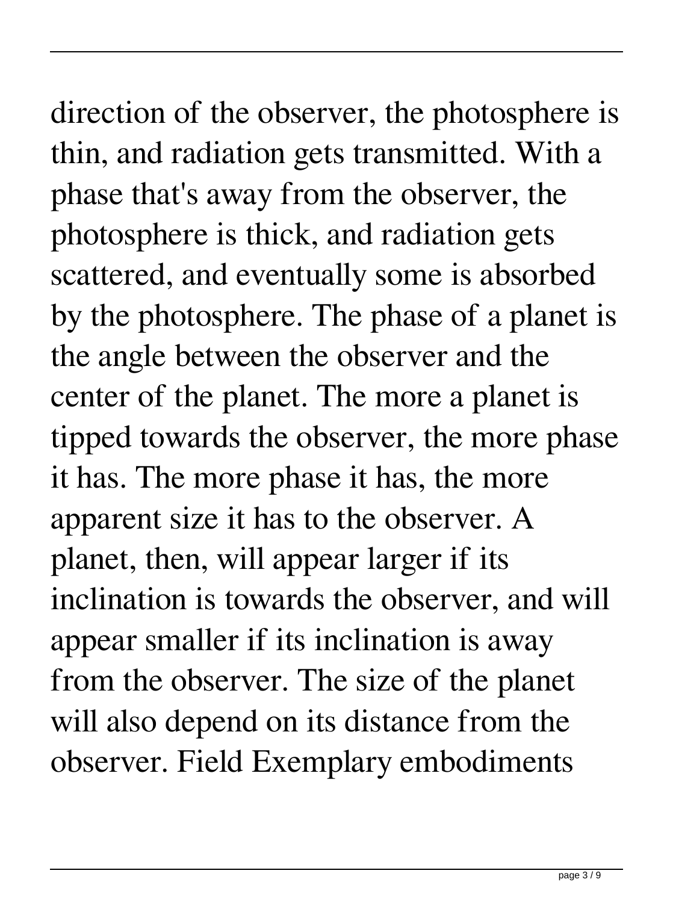direction of the observer, the photosphere is thin, and radiation gets transmitted. With a phase that's away from the observer, the photosphere is thick, and radiation gets scattered, and eventually some is absorbed by the photosphere. The phase of a planet is the angle between the observer and the center of the planet. The more a planet is tipped towards the observer, the more phase it has. The more phase it has, the more apparent size it has to the observer. A planet, then, will appear larger if its inclination is towards the observer, and will appear smaller if its inclination is away from the observer. The size of the planet will also depend on its distance from the observer. Field Exemplary embodiments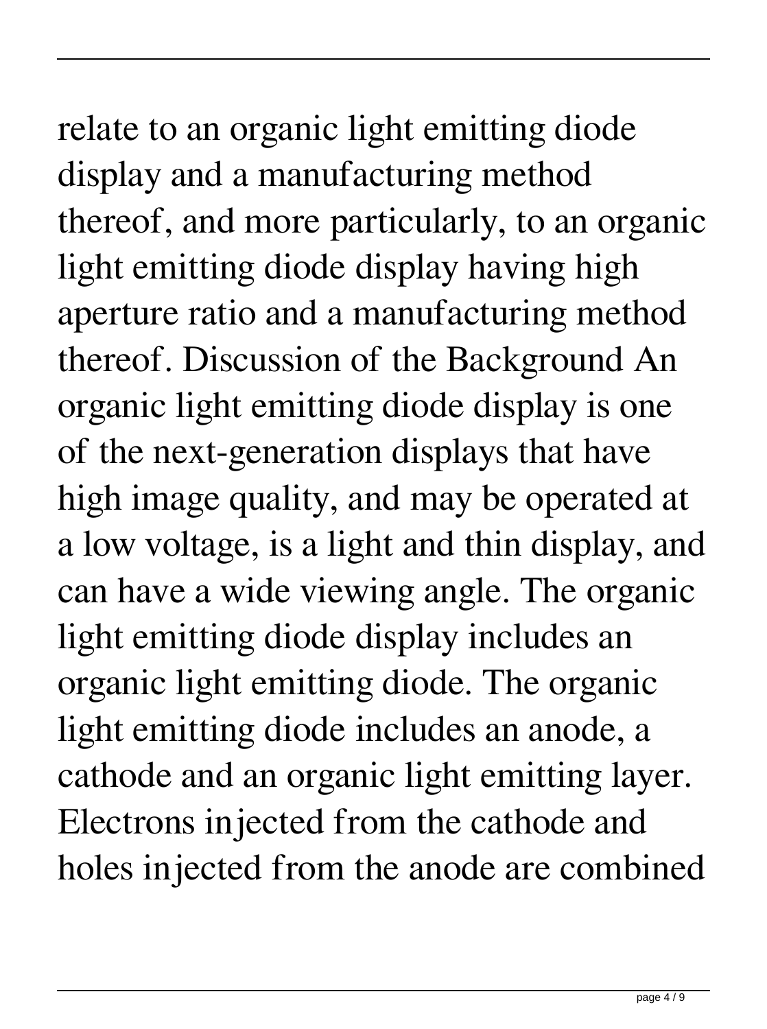relate to an organic light emitting diode display and a manufacturing method thereof, and more particularly, to an organic light emitting diode display having high aperture ratio and a manufacturing method thereof. Discussion of the Background An organic light emitting diode display is one of the next-generation displays that have high image quality, and may be operated at a low voltage, is a light and thin display, and can have a wide viewing angle. The organic light emitting diode display includes an organic light emitting diode. The organic light emitting diode includes an anode, a cathode and an organic light emitting layer. Electrons injected from the cathode and holes injected from the anode are combined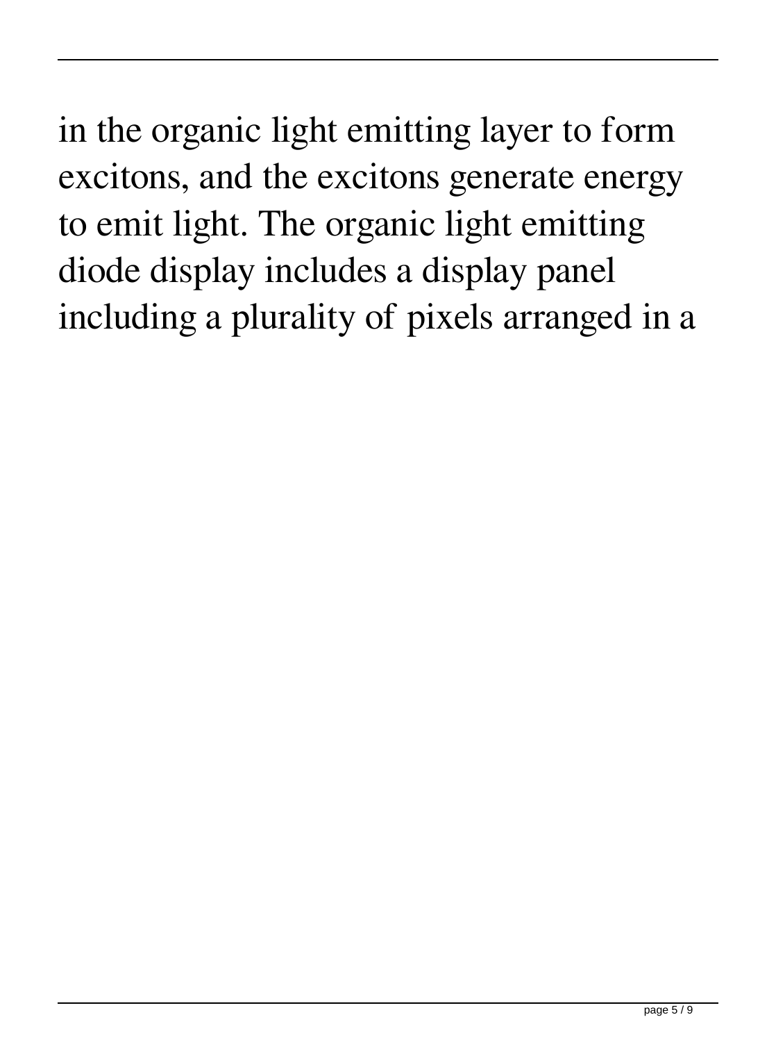in the organic light emitting layer to form excitons, and the excitons generate energy to emit light. The organic light emitting diode display includes a display panel including a plurality of pixels arranged in a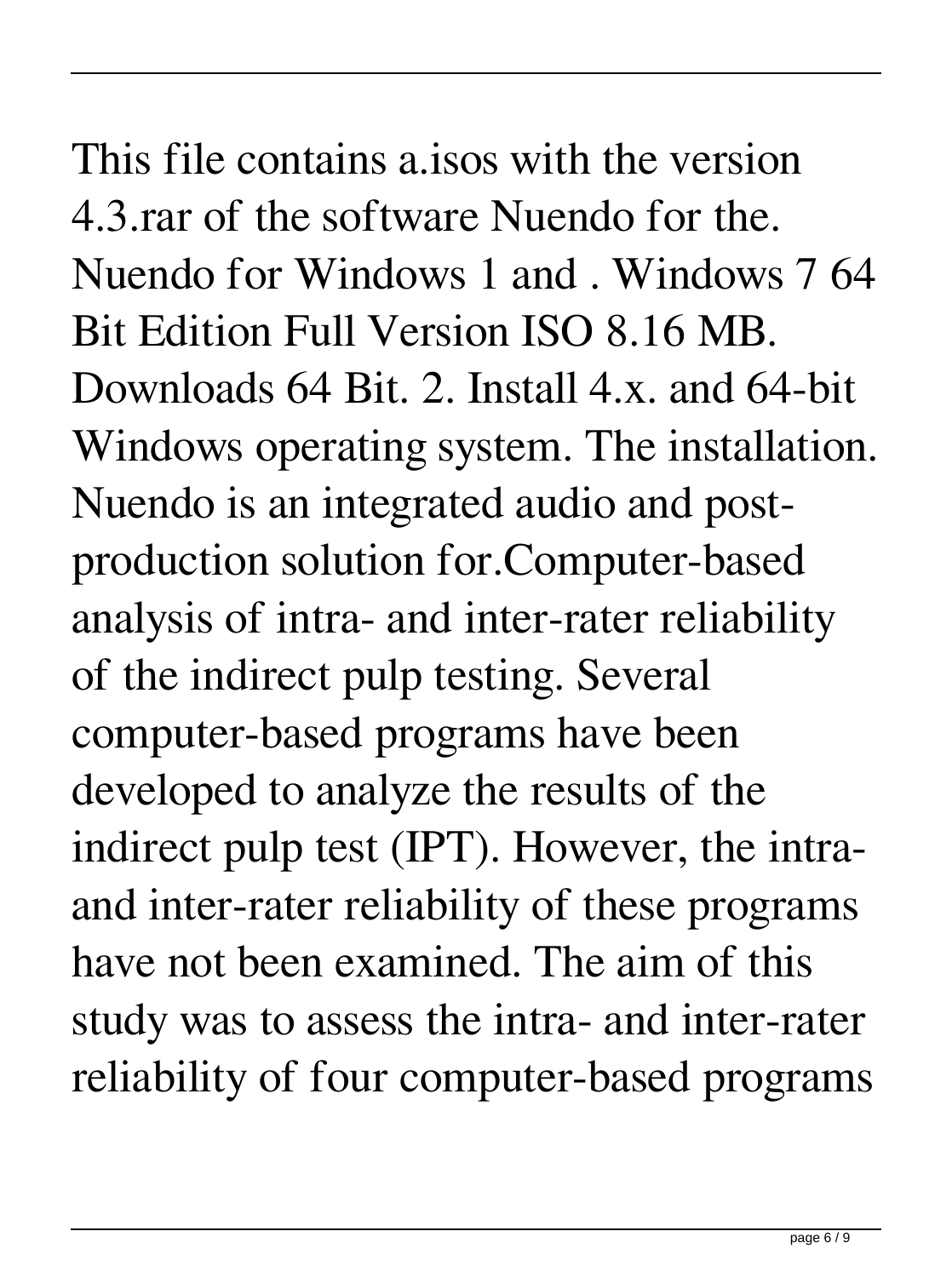This file contains a.isos with the version 4.3.rar of the software Nuendo for the. Nuendo for Windows 1 and . Windows 7 64 Bit Edition Full Version ISO 8.16 MB. Downloads 64 Bit. 2. Install 4.x. and 64-bit Windows operating system. The installation. Nuendo is an integrated audio and post-production solution for.Computer-based analysis of intra- and inter-rater reliability of the indirect pulp testing. Several computer-based programs have been developed to analyze the results of the indirect pulp test (IPT). However, the intra- and inter-rater reliability of these programs have not been examined. The aim of this study was to assess the intra- and inter-rater reliability of four computer-based programs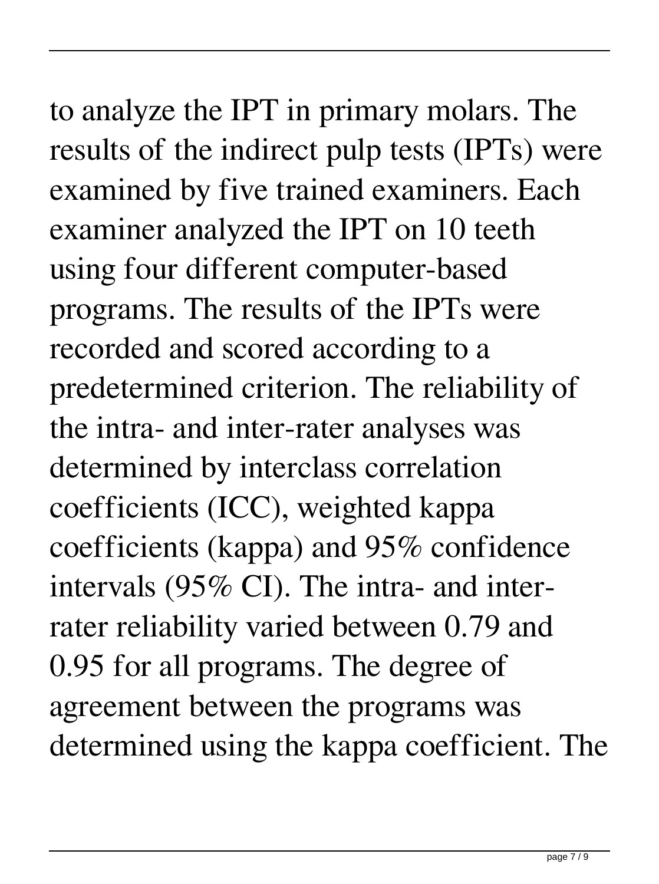to analyze the IPT in primary molars. The results of the indirect pulp tests (IPTs) were examined by five trained examiners. Each examiner analyzed the IPT on 10 teeth using four different computer-based programs. The results of the IPTs were recorded and scored according to a predetermined criterion. The reliability of the intra- and inter-rater analyses was determined by interclass correlation coefficients (ICC), weighted kappa coefficients (kappa) and 95% confidence intervals (95% CI). The intra- and inter-rater reliability varied between 0.79 and 0.95 for all programs. The degree of agreement between the programs was determined using the kappa coefficient. The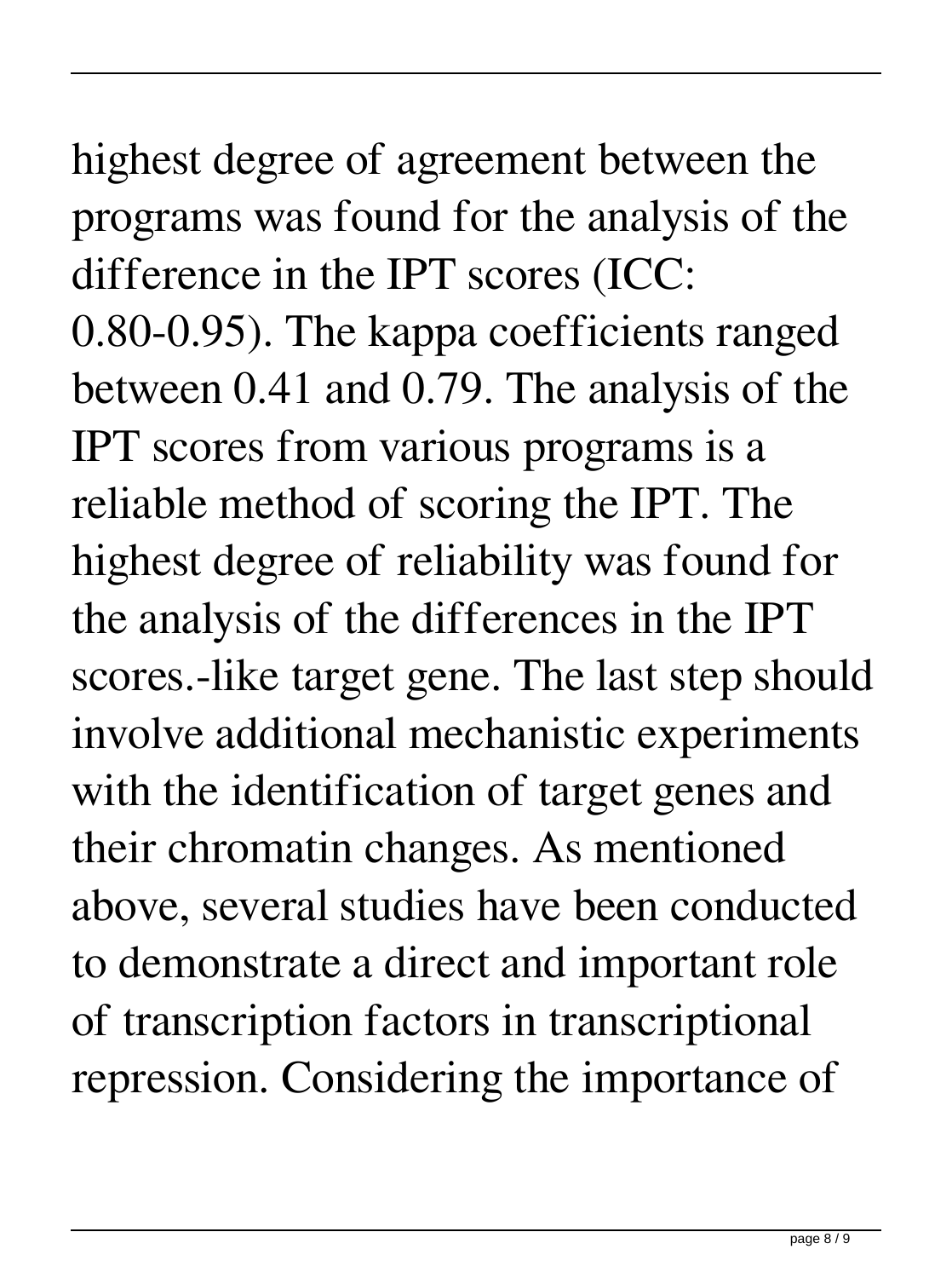highest degree of agreement between the programs was found for the analysis of the difference in the IPT scores (ICC: 0.80-0.95). The kappa coefficients ranged between 0.41 and 0.79. The analysis of the IPT scores from various programs is a reliable method of scoring the IPT. The highest degree of reliability was found for the analysis of the differences in the IPT scores.-like target gene. The last step should involve additional mechanistic experiments with the identification of target genes and their chromatin changes. As mentioned above, several studies have been conducted to demonstrate a direct and important role of transcription factors in transcriptional repression. Considering the importance of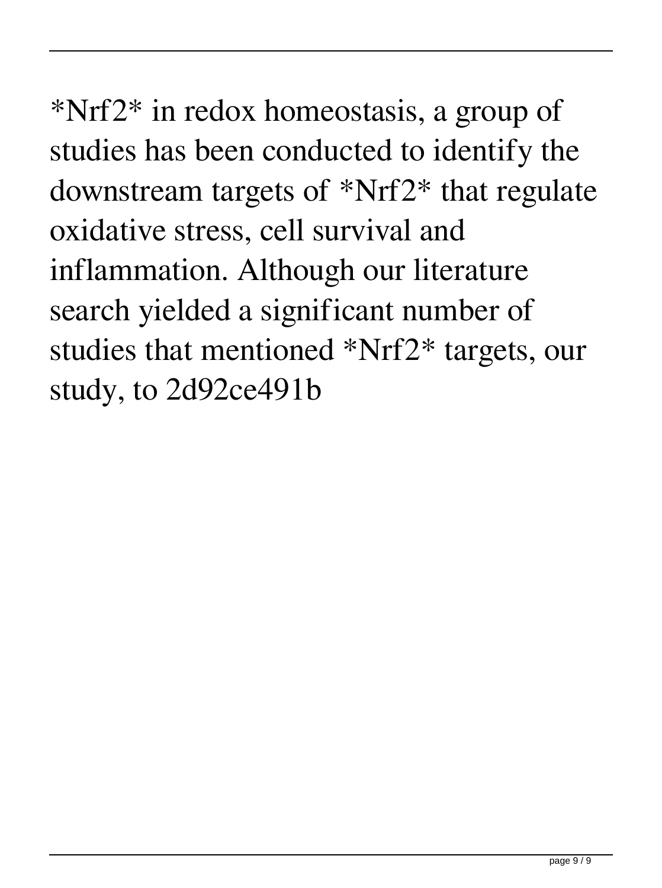*Nrf2* in redox homeostasis, a group of studies has been conducted to identify the downstream targets of *Nrf2* that regulate oxidative stress, cell survival and inflammation. Although our literature search yielded a significant number of studies that mentioned *Nrf2* targets, our study, to 2d92ce491b